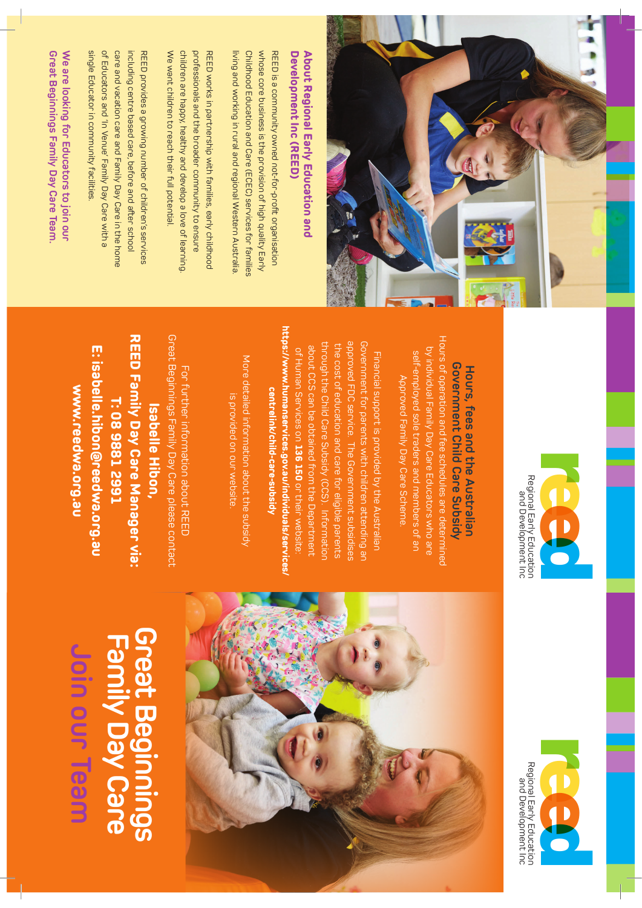## About Regional Early Education and Development Inc (REED)

REED is a community owned not-for-profit organisation whose core business is the provision of high quality Early Childhood Education and Care (ECEC) services for families living and working in rural and regional Western Australia.

REED works in partnership with families, early childhood professionals and the broader community to ensure children are happy, healthy and develop a love of learning. We want children to reach their full potential.

REED provides a growing number of children's services including centre based care, before and after school care and vacation care and Family Day Care in the home of Educators and 'In Venue' Family Day Care with a single Educator in community facilities.

**We are looking for Educators to join our Great Beginnings Family Day Care Team.**

## Hours, fees and the Australian Government Child Care Subsidy

Hours of operation and fee schedules are determined by individual Family Day Care Educators who are self-employed sole traders and members of an Approved Family Day Care Scheme.

Financial support is provided by the Australian Government for parents with children attending an approved FDC service. The Government subsidises the cost of education and care for eligible parents through the Child Care Subsidy (CCS). Information about CCS can be obtained from the Department of Human Services on **136 150** or their website: **https://www.humanservices.gov.au/individuals/services/centrelink/child-care-subsidy**

More detailed information about the subsidy is provided on our website.

For further information about REED Great Beginnings Family Day Care please contact

**Isabelle Hibon,**
**REED Family Day Care Manager via:**
**T: 08 9881 2291**
**E: isabelle.hibon@reedwa.org.au**
**www.reedwa.org.au**

reed
Regional Early Education and Development Inc

reed
Regional Early Education and Development Inc

# Great Beginnings Family Day Care

## Join our Team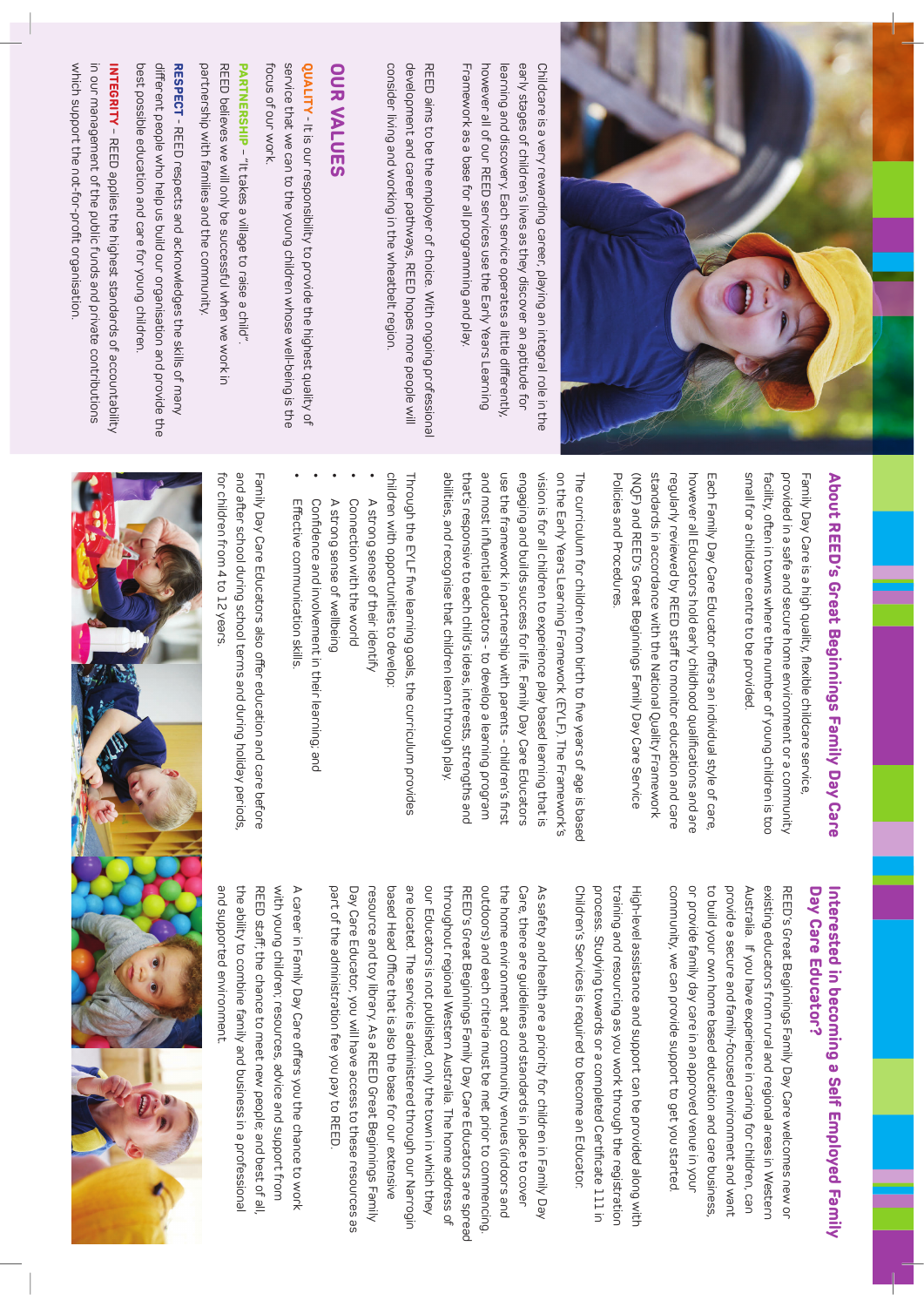Childcare is a very rewarding career, playing an integral role in the early stages of children's lives as they discover an aptitude for learning and discovery. Each service operates a little differently, however all of our REED services use the Early Years Learning Framework as a base for all programming and play.

REED aims to be the employer of choice. With ongoing professional development and career pathways, REED hopes more people will consider living and working in the wheatbelt region.

## OUR VALUES

**QUALITY** - It is our responsibility to provide the highest quality of service that we can to the young children whose well-being is the focus of our work.

**PARTNERSHIP** – "It takes a village to raise a child". REED believes we will only be successful when we work in partnership with families and the community.

**RESPECT** - REED respects and acknowledges the skills of many different people who help us build our organisation and provide the best possible education and care for young children.

**INTEGRITY** - REED applies the highest standards of accountability in our management of the public funds and private contributions which support the not-for-profit organisation.

## About REED's Great Beginnings Family Day Care

Family Day Care is a high quality, flexible childcare service, provided in a safe and secure home environment or a community facility, often in towns where the number of young children is too small for a childcare centre to be provided.

Each Family Day Care Educator offers an individual style of care, however all Educators hold early childhood qualifications and are regularly reviewed by REED staff to monitor education and care standards in accordance with the National Quality Framework (NQF) and REED's Great Beginnings Family Day Care Service Policies and Procedures.

The curriculum for children from birth to five years of age is based on the Early Years Learning Framework (EYLF). The Framework's vision is for all children to experience play based learning that is engaging and builds success for life. Family Day Care Educators use the framework in partnership with parents - children's first and most influential educators - to develop a learning program that's responsive to each child's ideas, interests, strengths and abilities, and recognise that children learn through play.

Through the EYLF five learning goals, the curriculum provides children with opportunities to develop:

- A strong sense of their identity
- Connection with the world
- A strong sense of wellbeing
- Confidence and involvement in their learning, and
- Effective communication skills.

Family Day Care Educators also offer education and care before and after school during school terms and during holiday periods, for children from 4 to 12 years.

## Interested in becoming a Self Employed Family Day Care Educator?

REED's Great Beginnings Family Day Care welcomes new or existing educators from rural and regional areas in Western Australia. If you have experience in caring for children, can provide a secure and family-focused environment and want to build your own home based education and care business, or provide family day care in an approved venue in your community, we can provide support to get you started.

High-level assistance and support can be provided along with training and resourcing as you work through the registration process. Studying towards or a completed Certificate III in Children's Services is required to become an Educator.

As safety and health are a priority for children in Family Day Care, there are guidelines and standards in place to cover the home environment and community venues (indoors and outdoors) and each criteria must be met prior to commencing. REED's Great Beginnings Family Day Care Educators are spread throughout regional Western Australia. The home address of our Educators is not published, only the town in which they are located. The service is administered through our Narrogin based Head Office that is also the base for our extensive resource and toy library. As a REED Great Beginnings Family Day Care Educator, you will have access to these resources as part of the administration fee you pay to REED.

A career in Family Day Care offers you the chance to work with young children; resources, advice and support from REED staff; the chance to meet new people; and best of all, the ability to combine family and business in a professional and supported environment.